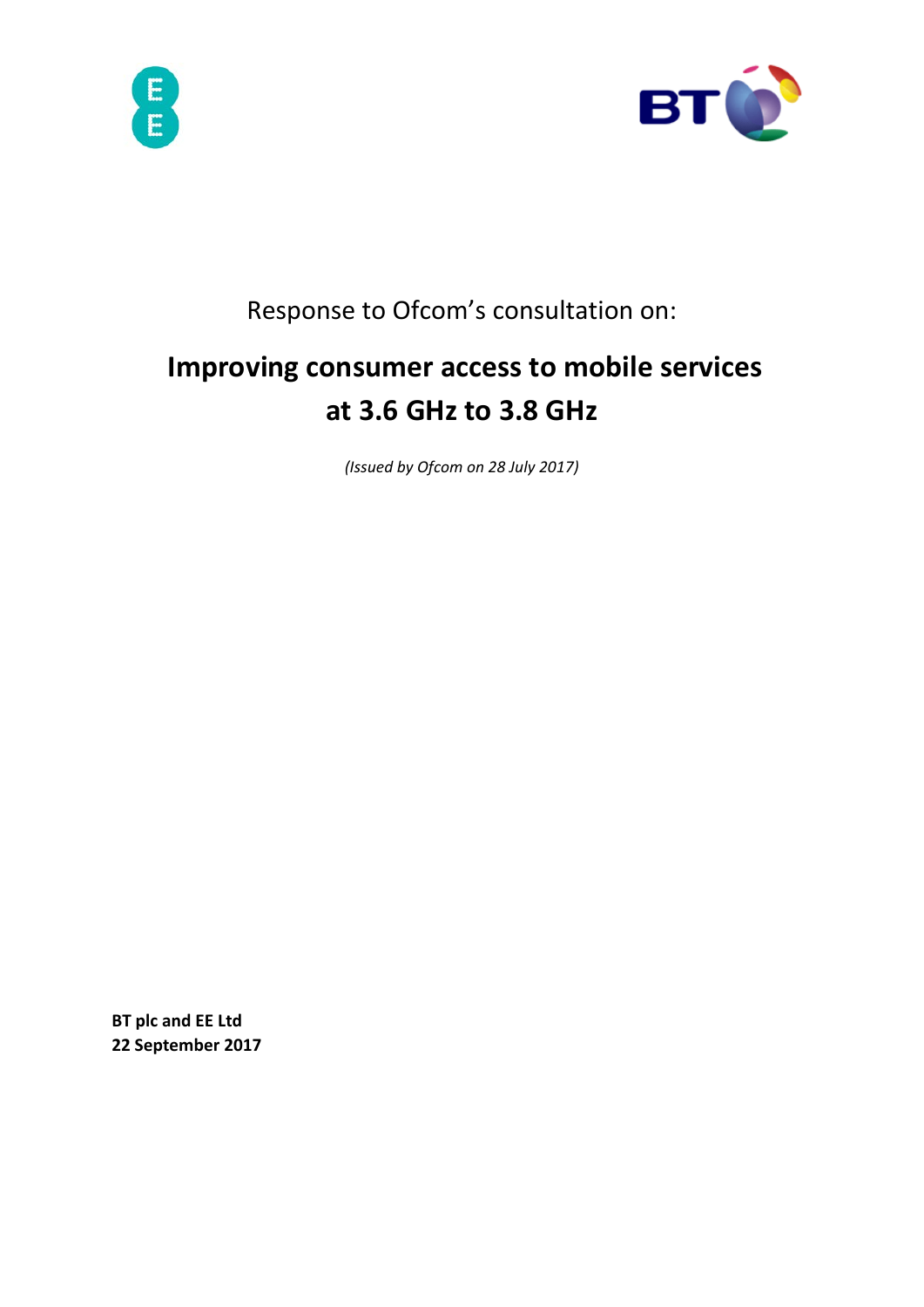Response to Ofcom's consultation on:

# Improving consumer access to mobile services at 3.6 GHz to 3.8 GHz

*(Issued by Ofcom on 28 July 2017)*

**BT plc and EE Ltd**
**22 September 2017**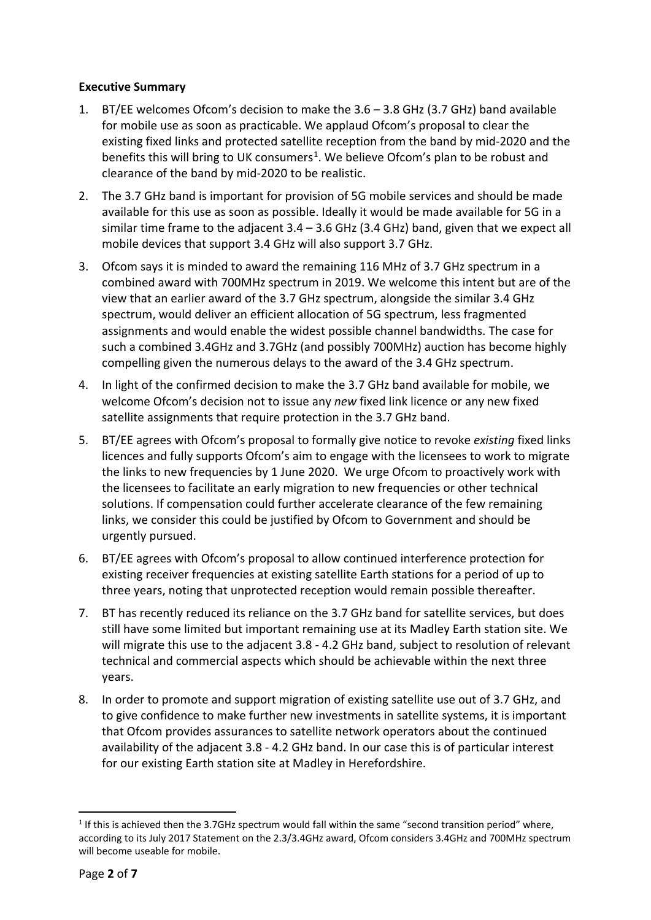**Executive Summary**

1. BT/EE welcomes Ofcom's decision to make the 3.6 – 3.8 GHz (3.7 GHz) band available for mobile use as soon as practicable. We applaud Ofcom's proposal to clear the existing fixed links and protected satellite reception from the band by mid-2020 and the benefits this will bring to UK consumers[1]. We believe Ofcom's plan to be robust and clearance of the band by mid-2020 to be realistic.
2. The 3.7 GHz band is important for provision of 5G mobile services and should be made available for this use as soon as possible. Ideally it would be made available for 5G in a similar time frame to the adjacent 3.4 – 3.6 GHz (3.4 GHz) band, given that we expect all mobile devices that support 3.4 GHz will also support 3.7 GHz.
3. Ofcom says it is minded to award the remaining 116 MHz of 3.7 GHz spectrum in a combined award with 700MHz spectrum in 2019. We welcome this intent but are of the view that an earlier award of the 3.7 GHz spectrum, alongside the similar 3.4 GHz spectrum, would deliver an efficient allocation of 5G spectrum, less fragmented assignments and would enable the widest possible channel bandwidths. The case for such a combined 3.4GHz and 3.7GHz (and possibly 700MHz) auction has become highly compelling given the numerous delays to the award of the 3.4 GHz spectrum.
4. In light of the confirmed decision to make the 3.7 GHz band available for mobile, we welcome Ofcom's decision not to issue any *new* fixed link licence or any new fixed satellite assignments that require protection in the 3.7 GHz band.
5. BT/EE agrees with Ofcom's proposal to formally give notice to revoke *existing* fixed links licences and fully supports Ofcom's aim to engage with the licensees to work to migrate the links to new frequencies by 1 June 2020. We urge Ofcom to proactively work with the licensees to facilitate an early migration to new frequencies or other technical solutions. If compensation could further accelerate clearance of the few remaining links, we consider this could be justified by Ofcom to Government and should be urgently pursued.
6. BT/EE agrees with Ofcom's proposal to allow continued interference protection for existing receiver frequencies at existing satellite Earth stations for a period of up to three years, noting that unprotected reception would remain possible thereafter.
7. BT has recently reduced its reliance on the 3.7 GHz band for satellite services, but does still have some limited but important remaining use at its Madley Earth station site. We will migrate this use to the adjacent 3.8 - 4.2 GHz band, subject to resolution of relevant technical and commercial aspects which should be achievable within the next three years.
8. In order to promote and support migration of existing satellite use out of 3.7 GHz, and to give confidence to make further new investments in satellite systems, it is important that Ofcom provides assurances to satellite network operators about the continued availability of the adjacent 3.8 - 4.2 GHz band. In our case this is of particular interest for our existing Earth station site at Madley in Herefordshire.

[1] If this is achieved then the 3.7GHz spectrum would fall within the same "second transition period" where, according to its July 2017 Statement on the 2.3/3.4GHz award, Ofcom considers 3.4GHz and 700MHz spectrum will become useable for mobile.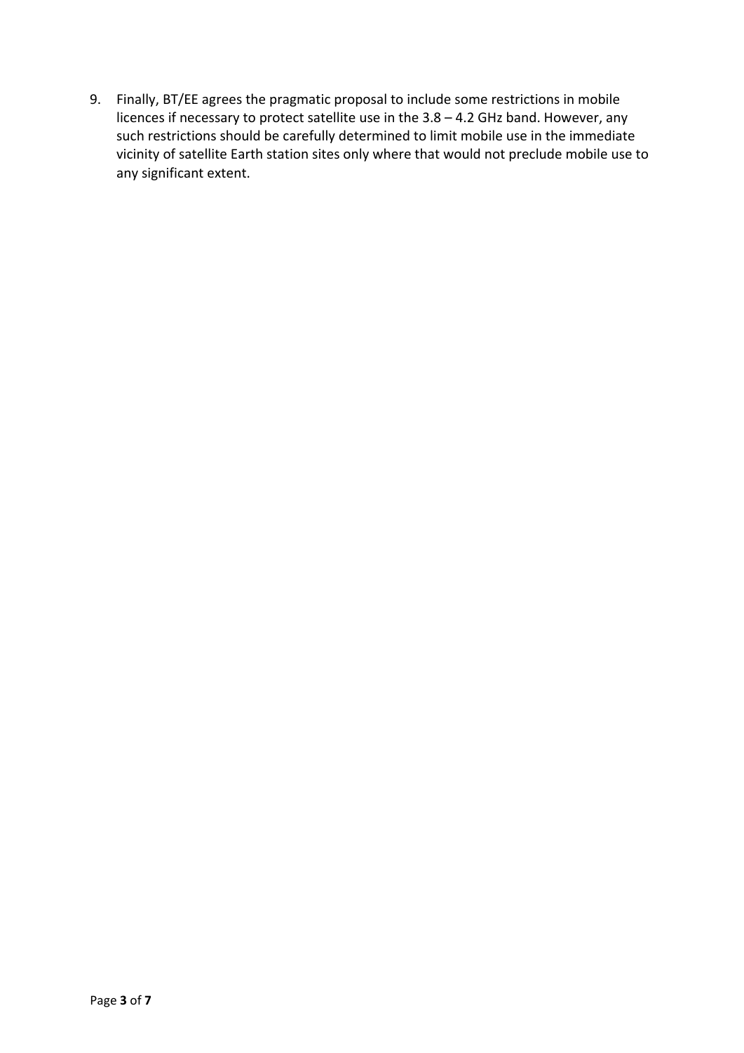9. Finally, BT/EE agrees the pragmatic proposal to include some restrictions in mobile licences if necessary to protect satellite use in the 3.8 – 4.2 GHz band. However, any such restrictions should be carefully determined to limit mobile use in the immediate vicinity of satellite Earth station sites only where that would not preclude mobile use to any significant extent.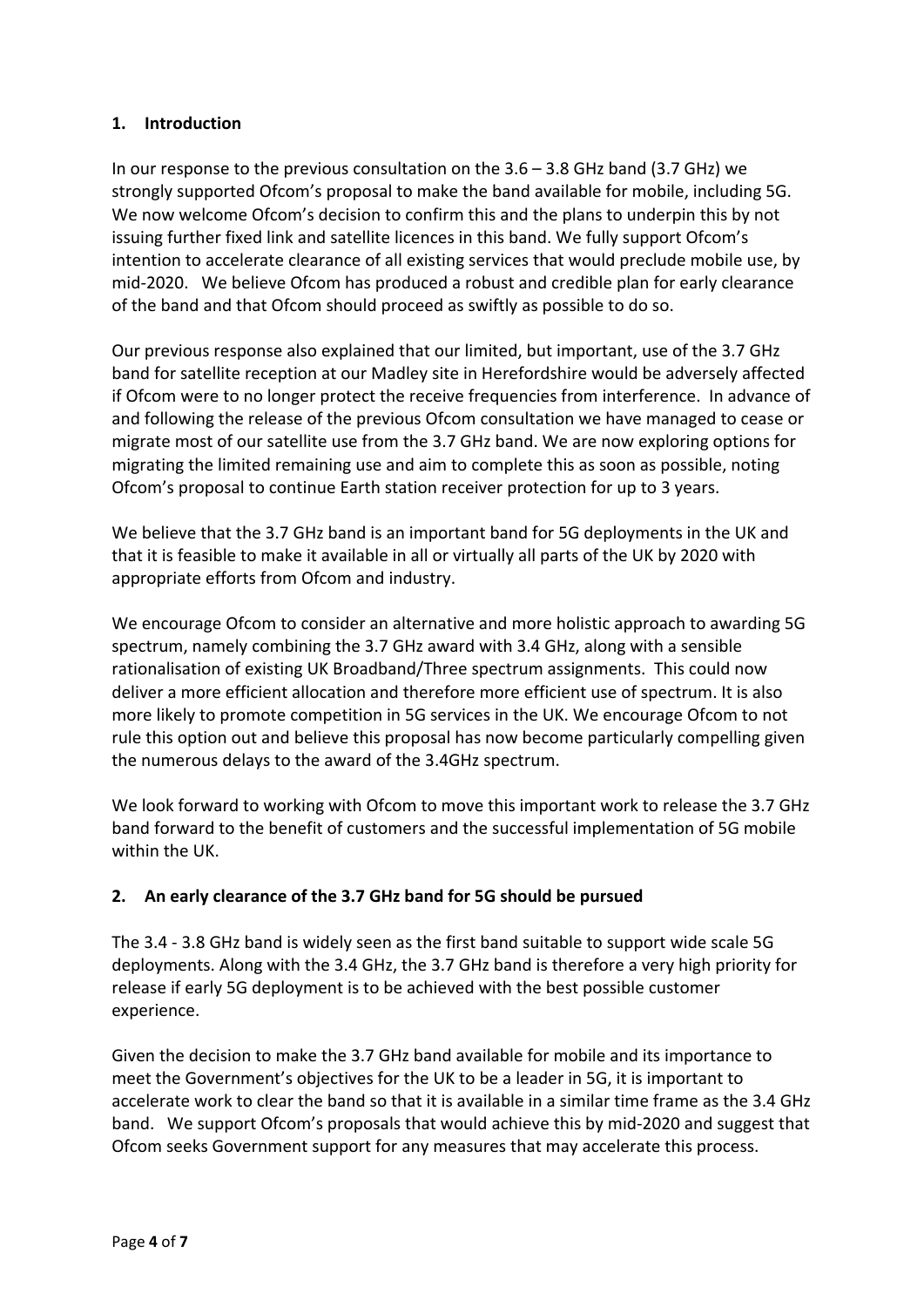## 1. Introduction

In our response to the previous consultation on the 3.6 – 3.8 GHz band (3.7 GHz) we strongly supported Ofcom's proposal to make the band available for mobile, including 5G. We now welcome Ofcom's decision to confirm this and the plans to underpin this by not issuing further fixed link and satellite licences in this band. We fully support Ofcom's intention to accelerate clearance of all existing services that would preclude mobile use, by mid-2020. We believe Ofcom has produced a robust and credible plan for early clearance of the band and that Ofcom should proceed as swiftly as possible to do so.

Our previous response also explained that our limited, but important, use of the 3.7 GHz band for satellite reception at our Madley site in Herefordshire would be adversely affected if Ofcom were to no longer protect the receive frequencies from interference. In advance of and following the release of the previous Ofcom consultation we have managed to cease or migrate most of our satellite use from the 3.7 GHz band. We are now exploring options for migrating the limited remaining use and aim to complete this as soon as possible, noting Ofcom's proposal to continue Earth station receiver protection for up to 3 years.

We believe that the 3.7 GHz band is an important band for 5G deployments in the UK and that it is feasible to make it available in all or virtually all parts of the UK by 2020 with appropriate efforts from Ofcom and industry.

We encourage Ofcom to consider an alternative and more holistic approach to awarding 5G spectrum, namely combining the 3.7 GHz award with 3.4 GHz, along with a sensible rationalisation of existing UK Broadband/Three spectrum assignments. This could now deliver a more efficient allocation and therefore more efficient use of spectrum. It is also more likely to promote competition in 5G services in the UK. We encourage Ofcom to not rule this option out and believe this proposal has now become particularly compelling given the numerous delays to the award of the 3.4GHz spectrum.

We look forward to working with Ofcom to move this important work to release the 3.7 GHz band forward to the benefit of customers and the successful implementation of 5G mobile within the UK.

## 2. An early clearance of the 3.7 GHz band for 5G should be pursued

The 3.4 - 3.8 GHz band is widely seen as the first band suitable to support wide scale 5G deployments. Along with the 3.4 GHz, the 3.7 GHz band is therefore a very high priority for release if early 5G deployment is to be achieved with the best possible customer experience.

Given the decision to make the 3.7 GHz band available for mobile and its importance to meet the Government's objectives for the UK to be a leader in 5G, it is important to accelerate work to clear the band so that it is available in a similar time frame as the 3.4 GHz band. We support Ofcom's proposals that would achieve this by mid-2020 and suggest that Ofcom seeks Government support for any measures that may accelerate this process.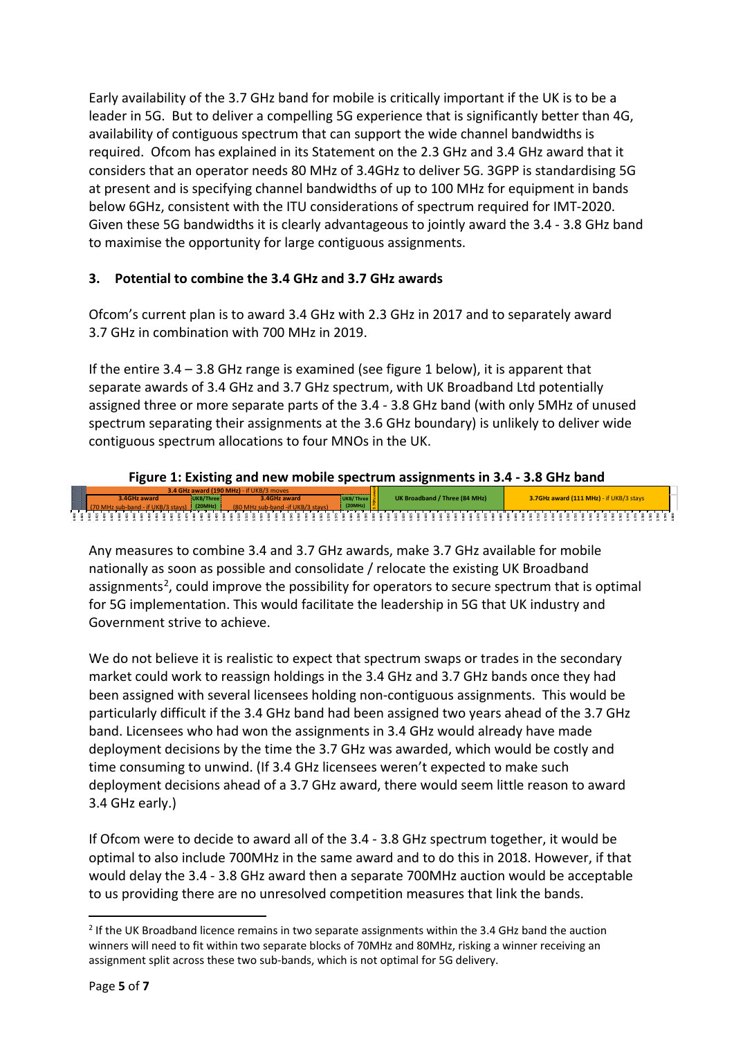Early availability of the 3.7 GHz band for mobile is critically important if the UK is to be a leader in 5G. But to deliver a compelling 5G experience that is significantly better than 4G, availability of contiguous spectrum that can support the wide channel bandwidths is required. Ofcom has explained in its Statement on the 2.3 GHz and 3.4 GHz award that it considers that an operator needs 80 MHz of 3.4GHz to deliver 5G. 3GPP is standardising 5G at present and is specifying channel bandwidths of up to 100 MHz for equipment in bands below 6GHz, consistent with the ITU considerations of spectrum required for IMT-2020. Given these 5G bandwidths it is clearly advantageous to jointly award the 3.4 - 3.8 GHz band to maximise the opportunity for large contiguous assignments.

### 3. Potential to combine the 3.4 GHz and 3.7 GHz awards

Ofcom's current plan is to award 3.4 GHz with 2.3 GHz in 2017 and to separately award 3.7 GHz in combination with 700 MHz in 2019.

If the entire 3.4 – 3.8 GHz range is examined (see figure 1 below), it is apparent that separate awards of 3.4 GHz and 3.7 GHz spectrum, with UK Broadband Ltd potentially assigned three or more separate parts of the 3.4 - 3.8 GHz band (with only 5MHz of unused spectrum separating their assignments at the 3.6 GHz boundary) is unlikely to deliver wide contiguous spectrum allocations to four MNOs in the UK.

**Figure 1: Existing and new mobile spectrum assignments in 3.4 - 3.8 GHz band**

| 3.4 GHz award (190 MHz) - if UKB/3 moves | | | | | | |
|---|---|---|---|---|---|---|
| 3.4GHz award (70 MHz sub-band - if UKB/3 stays) | UKB/Three (20MHz) | 3.4GHz award (80 MHz sub-band -if UKB/3 stays) | UKB/ Three (20MHz) | | UK Broadband / Three (84 MHz) | 3.7GHz award (111 MHz) - if UKB/3 stays |

Any measures to combine 3.4 and 3.7 GHz awards, make 3.7 GHz available for mobile nationally as soon as possible and consolidate / relocate the existing UK Broadband assignments[2], could improve the possibility for operators to secure spectrum that is optimal for 5G implementation. This would facilitate the leadership in 5G that UK industry and Government strive to achieve.

We do not believe it is realistic to expect that spectrum swaps or trades in the secondary market could work to reassign holdings in the 3.4 GHz and 3.7 GHz bands once they had been assigned with several licensees holding non-contiguous assignments. This would be particularly difficult if the 3.4 GHz band had been assigned two years ahead of the 3.7 GHz band. Licensees who had won the assignments in 3.4 GHz would already have made deployment decisions by the time the 3.7 GHz was awarded, which would be costly and time consuming to unwind. (If 3.4 GHz licensees weren't expected to make such deployment decisions ahead of a 3.7 GHz award, there would seem little reason to award 3.4 GHz early.)

If Ofcom were to decide to award all of the 3.4 - 3.8 GHz spectrum together, it would be optimal to also include 700MHz in the same award and to do this in 2018. However, if that would delay the 3.4 - 3.8 GHz award then a separate 700MHz auction would be acceptable to us providing there are no unresolved competition measures that link the bands.

[2] If the UK Broadband licence remains in two separate assignments within the 3.4 GHz band the auction winners will need to fit within two separate blocks of 70MHz and 80MHz, risking a winner receiving an assignment split across these two sub-bands, which is not optimal for 5G delivery.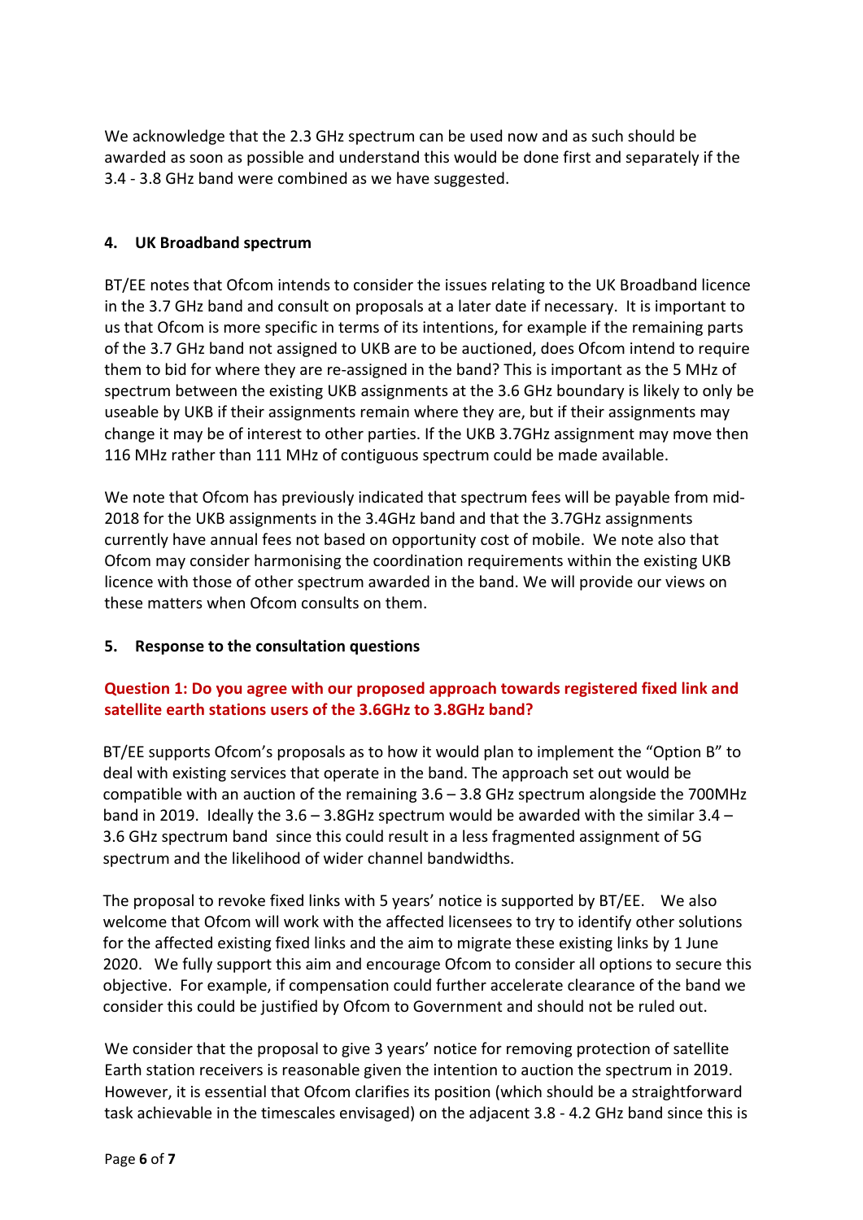We acknowledge that the 2.3 GHz spectrum can be used now and as such should be awarded as soon as possible and understand this would be done first and separately if the 3.4 - 3.8 GHz band were combined as we have suggested.

## 4. UK Broadband spectrum

BT/EE notes that Ofcom intends to consider the issues relating to the UK Broadband licence in the 3.7 GHz band and consult on proposals at a later date if necessary. It is important to us that Ofcom is more specific in terms of its intentions, for example if the remaining parts of the 3.7 GHz band not assigned to UKB are to be auctioned, does Ofcom intend to require them to bid for where they are re-assigned in the band? This is important as the 5 MHz of spectrum between the existing UKB assignments at the 3.6 GHz boundary is likely to only be useable by UKB if their assignments remain where they are, but if their assignments may change it may be of interest to other parties. If the UKB 3.7GHz assignment may move then 116 MHz rather than 111 MHz of contiguous spectrum could be made available.

We note that Ofcom has previously indicated that spectrum fees will be payable from mid-2018 for the UKB assignments in the 3.4GHz band and that the 3.7GHz assignments currently have annual fees not based on opportunity cost of mobile. We note also that Ofcom may consider harmonising the coordination requirements within the existing UKB licence with those of other spectrum awarded in the band. We will provide our views on these matters when Ofcom consults on them.

## 5. Response to the consultation questions

**Question 1: Do you agree with our proposed approach towards registered fixed link and satellite earth stations users of the 3.6GHz to 3.8GHz band?**

BT/EE supports Ofcom's proposals as to how it would plan to implement the "Option B" to deal with existing services that operate in the band. The approach set out would be compatible with an auction of the remaining 3.6 – 3.8 GHz spectrum alongside the 700MHz band in 2019. Ideally the 3.6 – 3.8GHz spectrum would be awarded with the similar 3.4 – 3.6 GHz spectrum band since this could result in a less fragmented assignment of 5G spectrum and the likelihood of wider channel bandwidths.

The proposal to revoke fixed links with 5 years' notice is supported by BT/EE. We also welcome that Ofcom will work with the affected licensees to try to identify other solutions for the affected existing fixed links and the aim to migrate these existing links by 1 June 2020. We fully support this aim and encourage Ofcom to consider all options to secure this objective. For example, if compensation could further accelerate clearance of the band we consider this could be justified by Ofcom to Government and should not be ruled out.

We consider that the proposal to give 3 years' notice for removing protection of satellite Earth station receivers is reasonable given the intention to auction the spectrum in 2019. However, it is essential that Ofcom clarifies its position (which should be a straightforward task achievable in the timescales envisaged) on the adjacent 3.8 - 4.2 GHz band since this is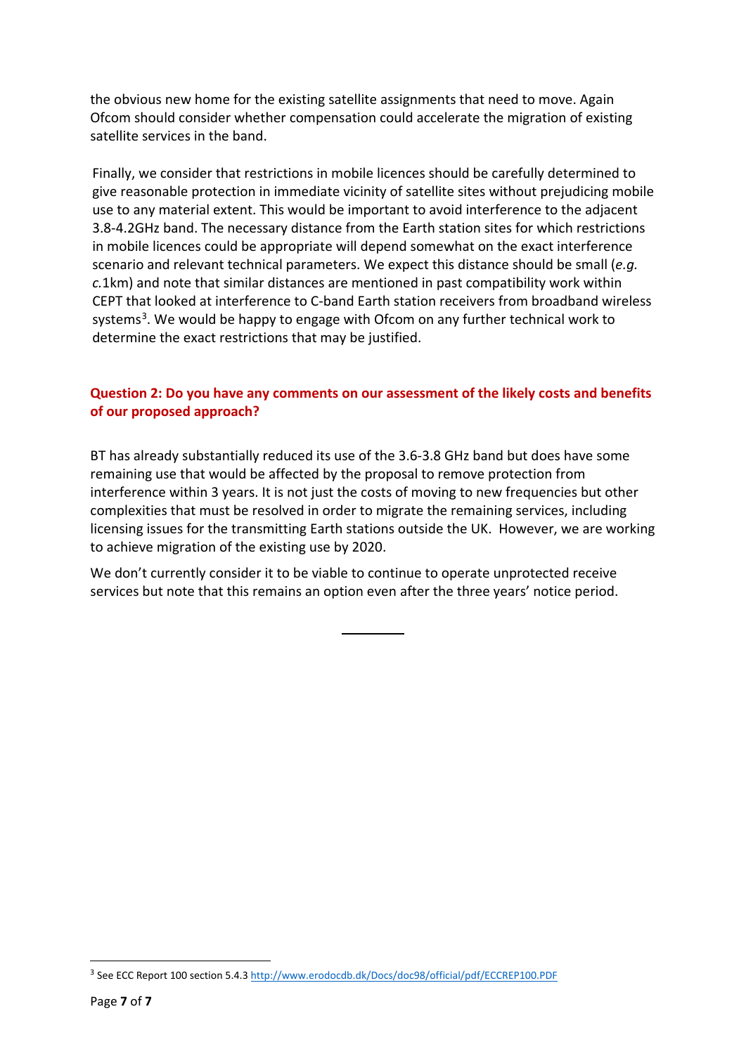the obvious new home for the existing satellite assignments that need to move. Again Ofcom should consider whether compensation could accelerate the migration of existing satellite services in the band.

Finally, we consider that restrictions in mobile licences should be carefully determined to give reasonable protection in immediate vicinity of satellite sites without prejudicing mobile use to any material extent. This would be important to avoid interference to the adjacent 3.8-4.2GHz band. The necessary distance from the Earth station sites for which restrictions in mobile licences could be appropriate will depend somewhat on the exact interference scenario and relevant technical parameters. We expect this distance should be small (*e.g. c.*1km) and note that similar distances are mentioned in past compatibility work within CEPT that looked at interference to C-band Earth station receivers from broadband wireless systems[3]. We would be happy to engage with Ofcom on any further technical work to determine the exact restrictions that may be justified.

**Question 2: Do you have any comments on our assessment of the likely costs and benefits of our proposed approach?**

BT has already substantially reduced its use of the 3.6-3.8 GHz band but does have some remaining use that would be affected by the proposal to remove protection from interference within 3 years. It is not just the costs of moving to new frequencies but other complexities that must be resolved in order to migrate the remaining services, including licensing issues for the transmitting Earth stations outside the UK. However, we are working to achieve migration of the existing use by 2020.

We don't currently consider it to be viable to continue to operate unprotected receive services but note that this remains an option even after the three years' notice period.

---

[3] See ECC Report 100 section 5.4.3 http://www.erodocdb.dk/Docs/doc98/official/pdf/ECCREP100.PDF